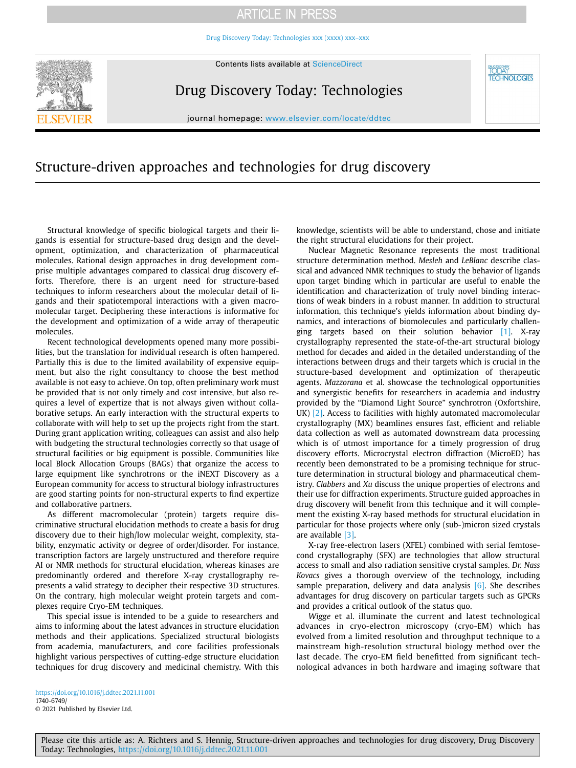# Structure-driven approaches and technologies for drug discovery

Structural knowledge of specific biological targets and their ligands is essential for structure-based drug design and the development, optimization, and characterization of pharmaceutical molecules. Rational design approaches in drug development comprise multiple advantages compared to classical drug discovery efforts. Therefore, there is an urgent need for structure-based techniques to inform researchers about the molecular detail of ligands and their spatiotemporal interactions with a given macromolecular target. Deciphering these interactions is informative for the development and optimization of a wide array of therapeutic molecules.

Recent technological developments opened many more possibilities, but the translation for individual research is often hampered. Partially this is due to the limited availability of expensive equipment, but also the right consultancy to choose the best method available is not easy to achieve. On top, often preliminary work must be provided that is not only timely and cost intensive, but also requires a level of expertize that is not always given without collaborative setups. An early interaction with the structural experts to collaborate with will help to set up the projects right from the start. During grant application writing, colleagues can assist and also help with budgeting the structural technologies correctly so that usage of structural facilities or big equipment is possible. Communities like local Block Allocation Groups (BAGs) that organize the access to large equipment like synchrotrons or the iNEXT Discovery as a European community for access to structural biology infrastructures are good starting points for non-structural experts to find expertize and collaborative partners.

As different macromolecular (protein) targets require discriminative structural elucidation methods to create a basis for drug discovery due to their high/low molecular weight, complexity, stability, enzymatic activity or degree of order/disorder. For instance, transcription factors are largely unstructured and therefore require AI or NMR methods for structural elucidation, whereas kinases are predominantly ordered and therefore X-ray crystallography represents a valid strategy to decipher their respective 3D structures. On the contrary, high molecular weight protein targets and complexes require Cryo-EM techniques.

This special issue is intended to be a guide to researchers and aims to informing about the latest advances in structure elucidation methods and their applications. Specialized structural biologists from academia, manufacturers, and core facilities professionals highlight various perspectives of cutting-edge structure elucidation techniques for drug discovery and medicinal chemistry. With this knowledge, scientists will be able to understand, chose and initiate the right structural elucidations for their project.

Nuclear Magnetic Resonance represents the most traditional structure determination method. *Mesleh* and *LeBlanc* describe classical and advanced NMR techniques to study the behavior of ligands upon target binding which in particular are useful to enable the identification and characterization of truly novel binding interactions of weak binders in a robust manner. In addition to structural information, this technique's yields information about binding dynamics, and interactions of biomolecules and particularly challenging targets based on their solution behavior [1]. X-ray crystallography represented the state-of-the-art structural biology method for decades and aided in the detailed understanding of the interactions between drugs and their targets which is crucial in the structure-based development and optimization of therapeutic agents. *Mazzorana* et al. showcase the technological opportunities and synergistic benefits for researchers in academia and industry provided by the "Diamond Light Source" synchrotron (Oxfortshire, UK) [2]. Access to facilities with highly automated macromolecular crystallography (MX) beamlines ensures fast, efficient and reliable data collection as well as automated downstream data processing which is of utmost importance for a timely progression of drug discovery efforts. Microcrystal electron diffraction (MicroED) has recently been demonstrated to be a promising technique for structure determination in structural biology and pharmaceutical chemistry. *Clabbers* and *Xu* discuss the unique properties of electrons and their use for diffraction experiments. Structure guided approaches in drug discovery will benefit from this technique and it will complement the existing X-ray based methods for structural elucidation in particular for those projects where only (sub-)micron sized crystals are available [3].

X-ray free-electron lasers (XFEL) combined with serial femtosecond crystallography (SFX) are technologies that allow structural access to small and also radiation sensitive crystal samples. *Dr. Nass Kovacs* gives a thorough overview of the technology, including sample preparation, delivery and data analysis [6]. She describes advantages for drug discovery on particular targets such as GPCRs and provides a critical outlook of the status quo.

*Wigge* et al. illuminate the current and latest technological advances in cryo-electron microscopy (cryo-EM) which has evolved from a limited resolution and throughput technique to a mainstream high-resolution structural biology method over the last decade. The cryo-EM field benefitted from significant technological advances in both hardware and imaging software that

https://doi.org/10.1016/j.ddtec.2021.11.001
1740-6749/
© 2021 Published by Elsevier Ltd.

Please cite this article as: A. Richters and S. Hennig, Structure-driven approaches and technologies for drug discovery, Drug Discovery Today: Technologies, https://doi.org/10.1016/j.ddtec.2021.11.001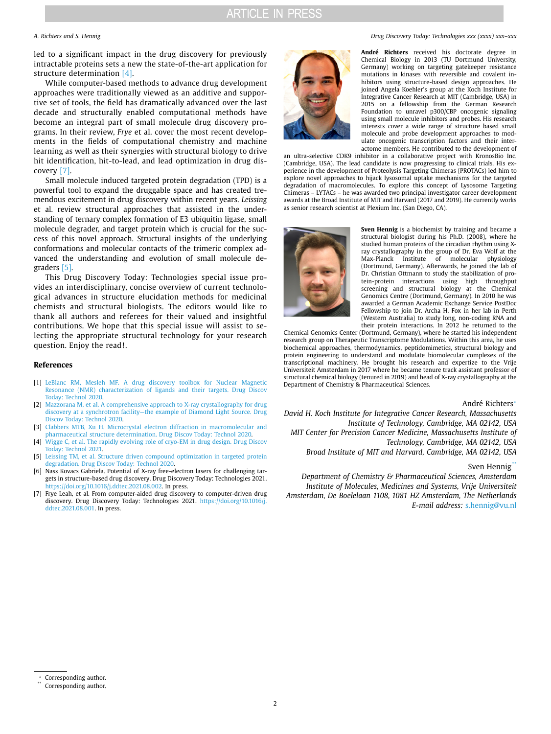led to a significant impact in the drug discovery for previously intractable proteins sets a new the state-of-the-art application for structure determination [4].

While computer-based methods to advance drug development approaches were traditionally viewed as an additive and supportive set of tools, the field has dramatically advanced over the last decade and structurally enabled computational methods have become an integral part of small molecule drug discovery programs. In their review, *Frye* et al. cover the most recent developments in the fields of computational chemistry and machine learning as well as their synergies with structural biology to drive hit identification, hit-to-lead, and lead optimization in drug discovery [7].

Small molecule induced targeted protein degradation (TPD) is a powerful tool to expand the druggable space and has created tremendous excitement in drug discovery within recent years. *Leissing* et al. review structural approaches that assisted in the understanding of ternary complex formation of E3 ubiquitin ligase, small molecule degrader, and target protein which is crucial for the success of this novel approach. Structural insights of the underlying conformations and molecular contacts of the trimeric complex advanced the understanding and evolution of small molecule degraders [5].

This Drug Discovery Today: Technologies special issue provides an interdisciplinary, concise overview of current technological advances in structure elucidation methods for medicinal chemists and structural biologists. The editors would like to thank all authors and referees for their valued and insightful contributions. We hope that this special issue will assist to selecting the appropriate structural technology for your research question. Enjoy the read!.

## References

[1] LeBlanc RM, Mesleh MF. A drug discovery toolbox for Nuclear Magnetic Resonance (NMR) characterization of ligands and their targets. Drug Discov Today: Technol 2020.

[2] Mazzorana M, et al. A comprehensive approach to X-ray crystallography for drug discovery at a synchrotron facility—the example of Diamond Light Source. Drug Discov Today: Technol 2020.

[3] Clabbers MTB, Xu H. Microcrystal electron diffraction in macromolecular and pharmaceutical structure determination. Drug Discov Today: Technol 2020.

[4] Wigge C, et al. The rapidly evolving role of cryo-EM in drug design. Drug Discov Today: Technol 2021.

[5] Leissing TM, et al. Structure driven compound optimization in targeted protein degradation. Drug Discov Today: Technol 2020.

[6] Nass Kovacs Gabriela. Potential of X-ray free-electron lasers for challenging targets in structure-based drug discovery. Drug Discovery Today: Technologies 2021. https://doi.org/10.1016/j.ddtec.2021.08.002. In press.

[7] Frye Leah, et al. From computer-aided drug discovery to computer-driven drug discovery. Drug Discovery Today: Technologies 2021. https://doi.org/10.1016/j.ddtec.2021.08.001. In press.

**André Richters** received his doctorate degree in Chemical Biology in 2013 (TU Dortmund University, Germany) working on targeting gatekeeper resistance mutations in kinases with reversible and covalent inhibitors using structure-based design approaches. He joined Angela Koehler's group at the Koch Institute for Integrative Cancer Research at MIT (Cambridge, USA) in 2015 on a fellowship from the German Research Foundation to unravel p300/CBP oncogenic signaling using small molecule inhibitors and probes. His research interests cover a wide range of structure based small molecule and probe development approaches to modulate oncogenic transcription factors and their interactome members. He contributed to the development of an ultra-selective CDK9 inhibitor in a collaborative project with KronosBio Inc. (Cambridge, USA). The lead candidate is now progressing to clinical trials. His experience in the development of Proteolysis Targeting Chimeras (PROTACs) led him to explore novel approaches to hijack lysosomal uptake mechanisms for the targeted degradation of macromolecules. To explore this concept of Lysosome Targeting Chimeras – LYTACs – he was awarded two principal investigator career development awards at the Broad Institute of MIT and Harvard (2017 and 2019). He currently works as senior research scientist at Plexium Inc. (San Diego, CA).

**Sven Hennig** is a biochemist by training and became a structural biologist during his Ph.D. (2008), where he studied human proteins of the circadian rhythm using X-ray crystallography in the group of Dr. Eva Wolf at the Max-Planck Institute of molecular physiology (Dortmund, Germany). Afterwards, he joined the lab of Dr. Christian Ottmann to study the stabilization of protein-protein interactions using high throughput screening and structural biology at the Chemical Genomics Centre (Dortmund, Germany). In 2010 he was awarded a German Academic Exchange Service PostDoc Fellowship to join Dr. Archa H. Fox in her lab in Perth (Western Australia) to study long, non-coding RNA and their protein interactions. In 2012 he returned to the Chemical Genomics Center (Dortmund, Germany), where he started his independent research group on Therapeutic Transcriptome Modulations. Within this area, he uses biochemical approaches, thermodynamics, peptidomimetics, structural biology and protein engineering to understand and modulate biomolecular complexes of the transcriptional machinery. He brought his research and expertize to the Vrije Universiteit Amsterdam in 2017 where he became tenure track assistant professor of structural chemical biology (tenured in 2019) and head of X-ray crystallography at the Department of Chemistry & Pharmaceutical Sciences.

André Richters*

*David H. Koch Institute for Integrative Cancer Research, Massachusetts Institute of Technology, Cambridge, MA 02142, USA*

*MIT Center for Precision Cancer Medicine, Massachusetts Institute of Technology, Cambridge, MA 02142, USA*

*Broad Institute of MIT and Harvard, Cambridge, MA 02142, USA*

Sven Hennig**

*Department of Chemistry & Pharmaceutical Sciences, Amsterdam Institute of Molecules, Medicines and Systems, Vrije Universiteit Amsterdam, De Boelelaan 1108, 1081 HZ Amsterdam, The Netherlands*

*E-mail address:* s.hennig@vu.nl

\* Corresponding author.

\*\* Corresponding author.